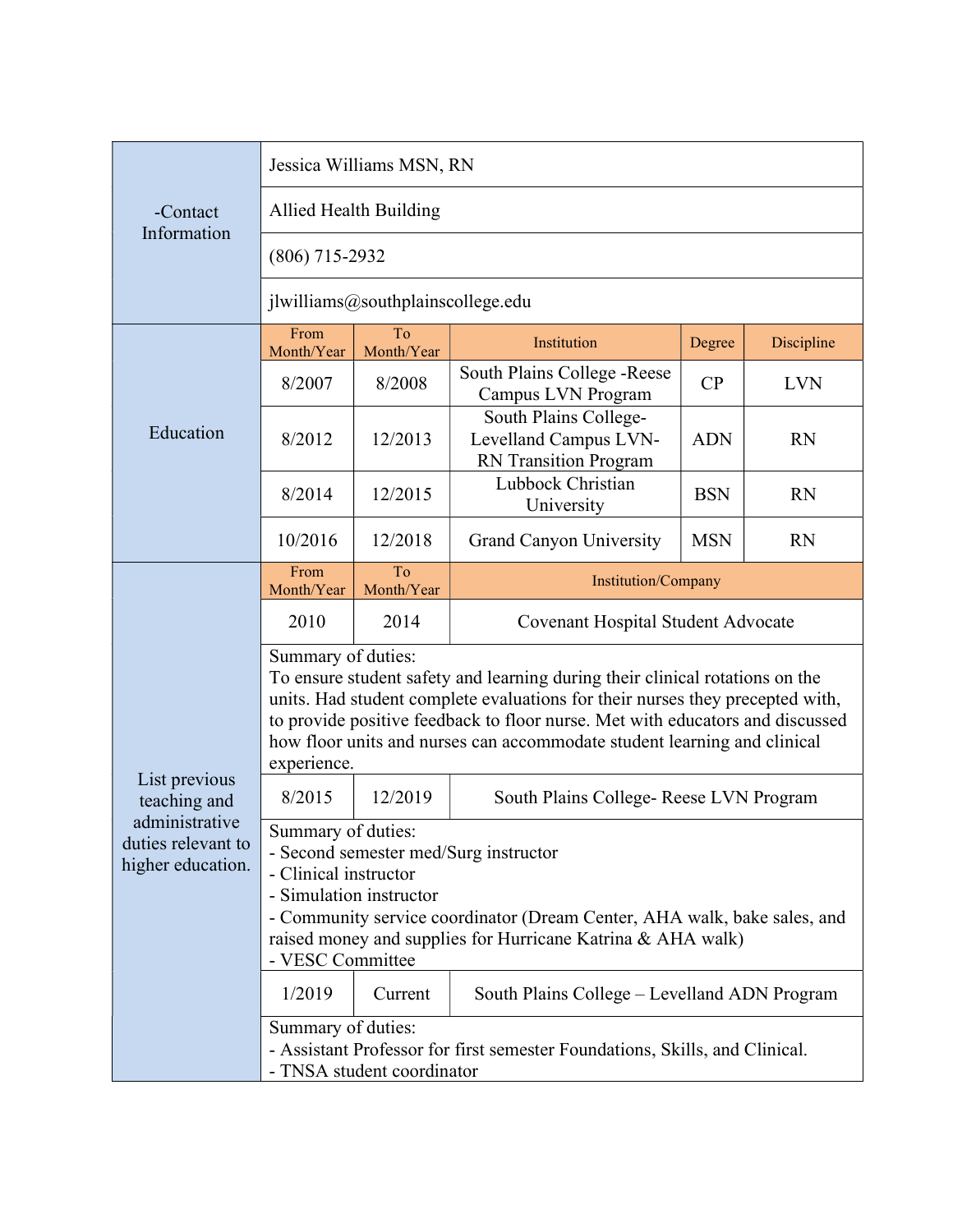| -Contact Information | Jessica Williams MSN, RN | | | | |
|---|---|---|---|---|---|
| | Allied Health Building | | | | |
| | (806) 715-2932 | | | | |
| | jlwilliams@southplainscollege.edu | | | | |

| Education | From Month/Year | To Month/Year | Institution | Degree | Discipline |
|---|---|---|---|---|---|
| | 8/2007 | 8/2008 | South Plains College -Reese Campus LVN Program | CP | LVN |
| | 8/2012 | 12/2013 | South Plains College- Levelland Campus LVN-RN Transition Program | ADN | RN |
| | 8/2014 | 12/2015 | Lubbock Christian University | BSN | RN |
| | 10/2016 | 12/2018 | Grand Canyon University | MSN | RN |

| List previous teaching and administrative duties relevant to higher education. | From Month/Year | To Month/Year | Institution/Company |
|---|---|---|---|
| | 2010 | 2014 | Covenant Hospital Student Advocate |
| | Summary of duties:<br>To ensure student safety and learning during their clinical rotations on the units. Had student complete evaluations for their nurses they precepted with, to provide positive feedback to floor nurse. Met with educators and discussed how floor units and nurses can accommodate student learning and clinical experience. | | |
| | 8/2015 | 12/2019 | South Plains College- Reese LVN Program |
| | Summary of duties:<br>- Second semester med/Surg instructor<br>- Clinical instructor<br>- Simulation instructor<br>- Community service coordinator (Dream Center, AHA walk, bake sales, and raised money and supplies for Hurricane Katrina & AHA walk)<br>- VESC Committee | | |
| | 1/2019 | Current | South Plains College – Levelland ADN Program |
| | Summary of duties:<br>- Assistant Professor for first semester Foundations, Skills, and Clinical.<br>- TNSA student coordinator | | |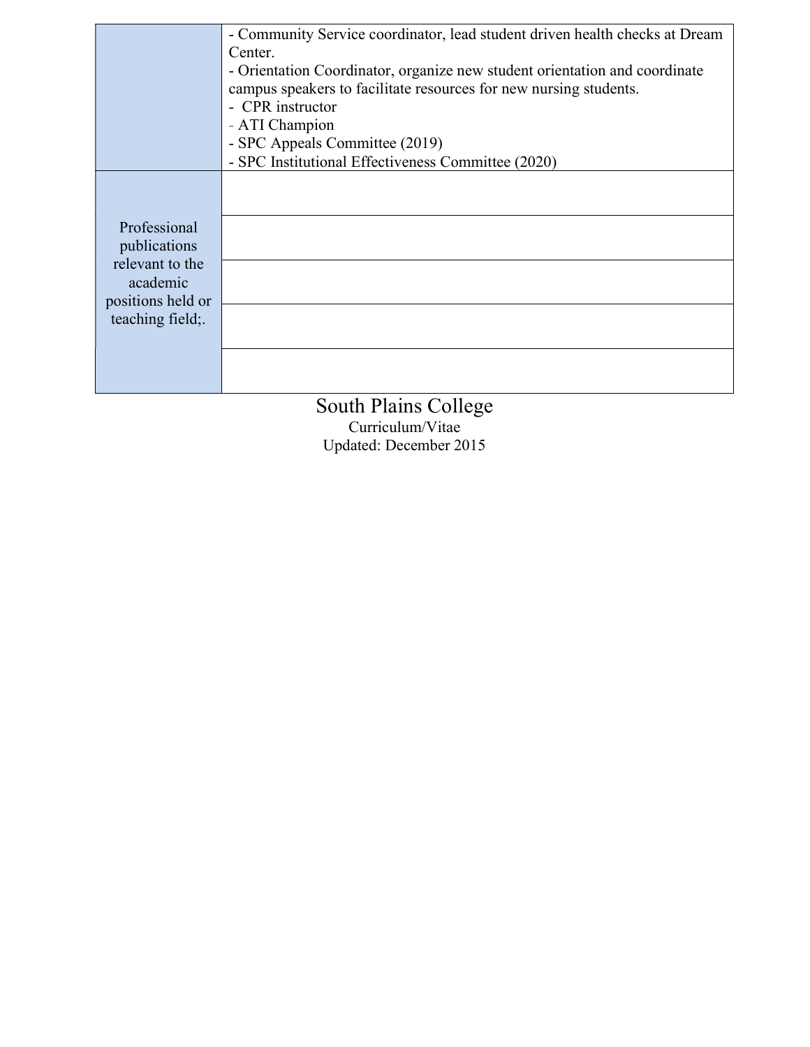| | |
|---|---|
| | - Community Service coordinator, lead student driven health checks at Dream Center.<br>- Orientation Coordinator, organize new student orientation and coordinate campus speakers to facilitate resources for new nursing students.<br>- CPR instructor<br>- ATI Champion<br>- SPC Appeals Committee (2019)<br>- SPC Institutional Effectiveness Committee (2020) |
| Professional publications relevant to the academic positions held or teaching field;. | |
| | |
| | |
| | |
| | |

South Plains College
Curriculum/Vitae
Updated: December 2015